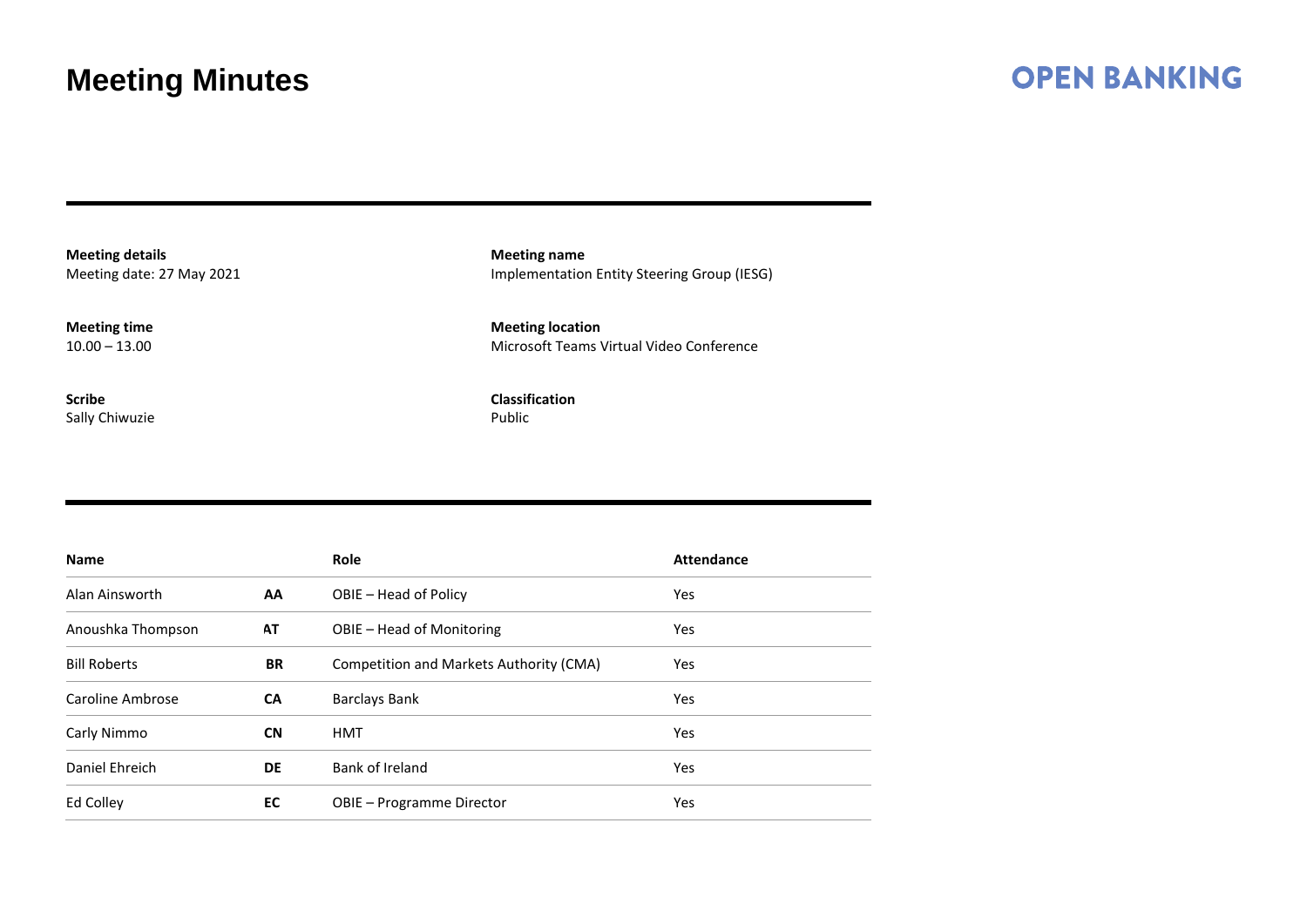# Meeting Minutes

OPEN BANKING

**Meeting details**
Meeting date: 27 May 2021

**Meeting name**
Implementation Entity Steering Group (IESG)

**Meeting time**
10.00 – 13.00

**Meeting location**
Microsoft Teams Virtual Video Conference

**Scribe**
Sally Chiwuzie

**Classification**
Public

| Name | | Role | Attendance |
|---|---|---|---|
| Alan Ainsworth | **AA** | OBIE – Head of Policy | Yes |
| Anoushka Thompson | **AT** | OBIE – Head of Monitoring | Yes |
| Bill Roberts | **BR** | Competition and Markets Authority (CMA) | Yes |
| Caroline Ambrose | **CA** | Barclays Bank | Yes |
| Carly Nimmo | **CN** | HMT | Yes |
| Daniel Ehreich | **DE** | Bank of Ireland | Yes |
| Ed Colley | **EC** | OBIE – Programme Director | Yes |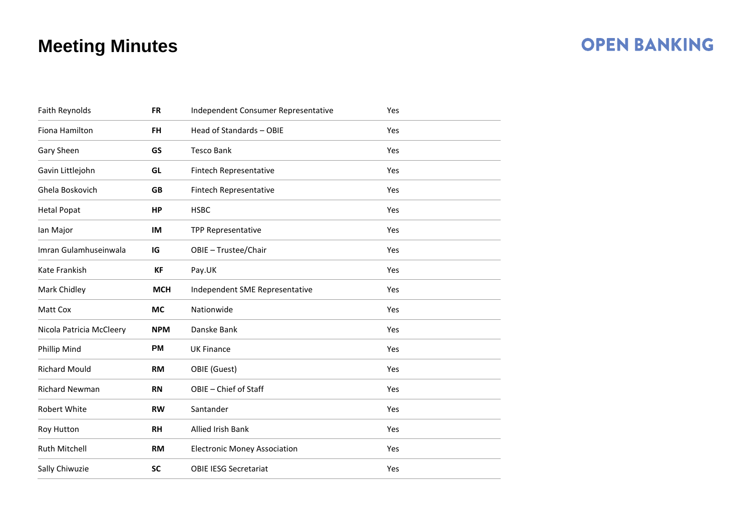# Meeting Minutes

| | | | |
|---|---|---|---|
| Faith Reynolds | **FR** | Independent Consumer Representative | Yes |
| Fiona Hamilton | **FH** | Head of Standards – OBIE | Yes |
| Gary Sheen | **GS** | Tesco Bank | Yes |
| Gavin Littlejohn | **GL** | Fintech Representative | Yes |
| Ghela Boskovich | **GB** | Fintech Representative | Yes |
| Hetal Popat | **HP** | HSBC | Yes |
| Ian Major | **IM** | TPP Representative | Yes |
| Imran Gulamhuseinwala | **IG** | OBIE – Trustee/Chair | Yes |
| Kate Frankish | **KF** | Pay.UK | Yes |
| Mark Chidley | **MCH** | Independent SME Representative | Yes |
| Matt Cox | **MC** | Nationwide | Yes |
| Nicola Patricia McCleery | **NPM** | Danske Bank | Yes |
| Phillip Mind | **PM** | UK Finance | Yes |
| Richard Mould | **RM** | OBIE (Guest) | Yes |
| Richard Newman | **RN** | OBIE – Chief of Staff | Yes |
| Robert White | **RW** | Santander | Yes |
| Roy Hutton | **RH** | Allied Irish Bank | Yes |
| Ruth Mitchell | **RM** | Electronic Money Association | Yes |
| Sally Chiwuzie | **SC** | OBIE IESG Secretariat | Yes |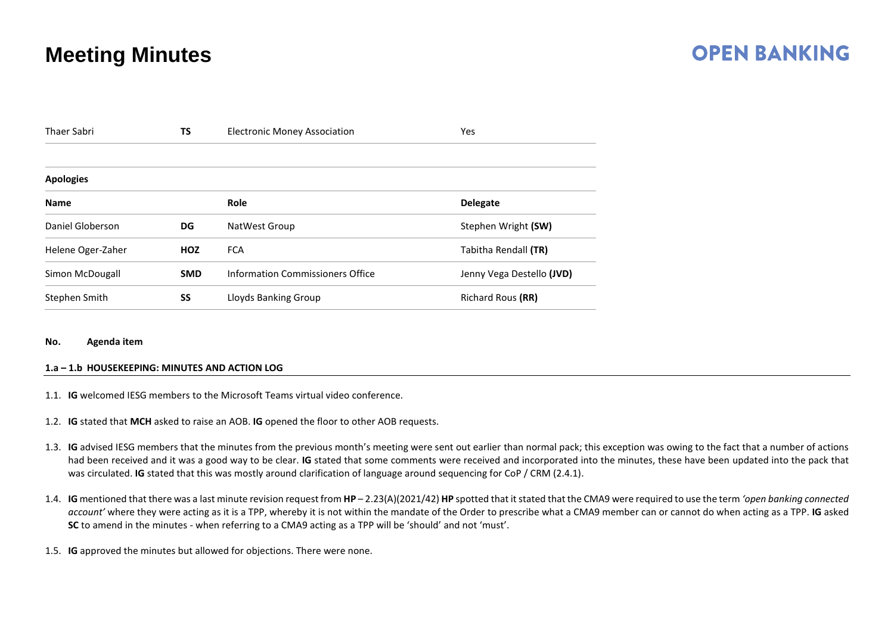| Thaer Sabri | **TS** | Electronic Money Association | Yes |
|---|---|---|---|

**Apologies**

| **Name** | | **Role** | **Delegate** |
|---|---|---|---|
| Daniel Globerson | **DG** | NatWest Group | Stephen Wright **(SW)** |
| Helene Oger-Zaher | **HOZ** | FCA | Tabitha Rendall **(TR)** |
| Simon McDougall | **SMD** | Information Commissioners Office | Jenny Vega Destello **(JVD)** |
| Stephen Smith | **SS** | Lloyds Banking Group | Richard Rous **(RR)** |

**No. Agenda item**

**1.a – 1.b HOUSEKEEPING: MINUTES AND ACTION LOG**

1.1. **IG** welcomed IESG members to the Microsoft Teams virtual video conference.

1.2. **IG** stated that **MCH** asked to raise an AOB. **IG** opened the floor to other AOB requests.

1.3. **IG** advised IESG members that the minutes from the previous month's meeting were sent out earlier than normal pack; this exception was owing to the fact that a number of actions had been received and it was a good way to be clear. **IG** stated that some comments were received and incorporated into the minutes, these have been updated into the pack that was circulated. **IG** stated that this was mostly around clarification of language around sequencing for CoP / CRM (2.4.1).

1.4. **IG** mentioned that there was a last minute revision request from **HP** – 2.23(A)(2021/42) **HP** spotted that it stated that the CMA9 were required to use the term *'open banking connected account'* where they were acting as it is a TPP, whereby it is not within the mandate of the Order to prescribe what a CMA9 member can or cannot do when acting as a TPP. **IG** asked **SC** to amend in the minutes - when referring to a CMA9 acting as a TPP will be 'should' and not 'must'.

1.5. **IG** approved the minutes but allowed for objections. There were none.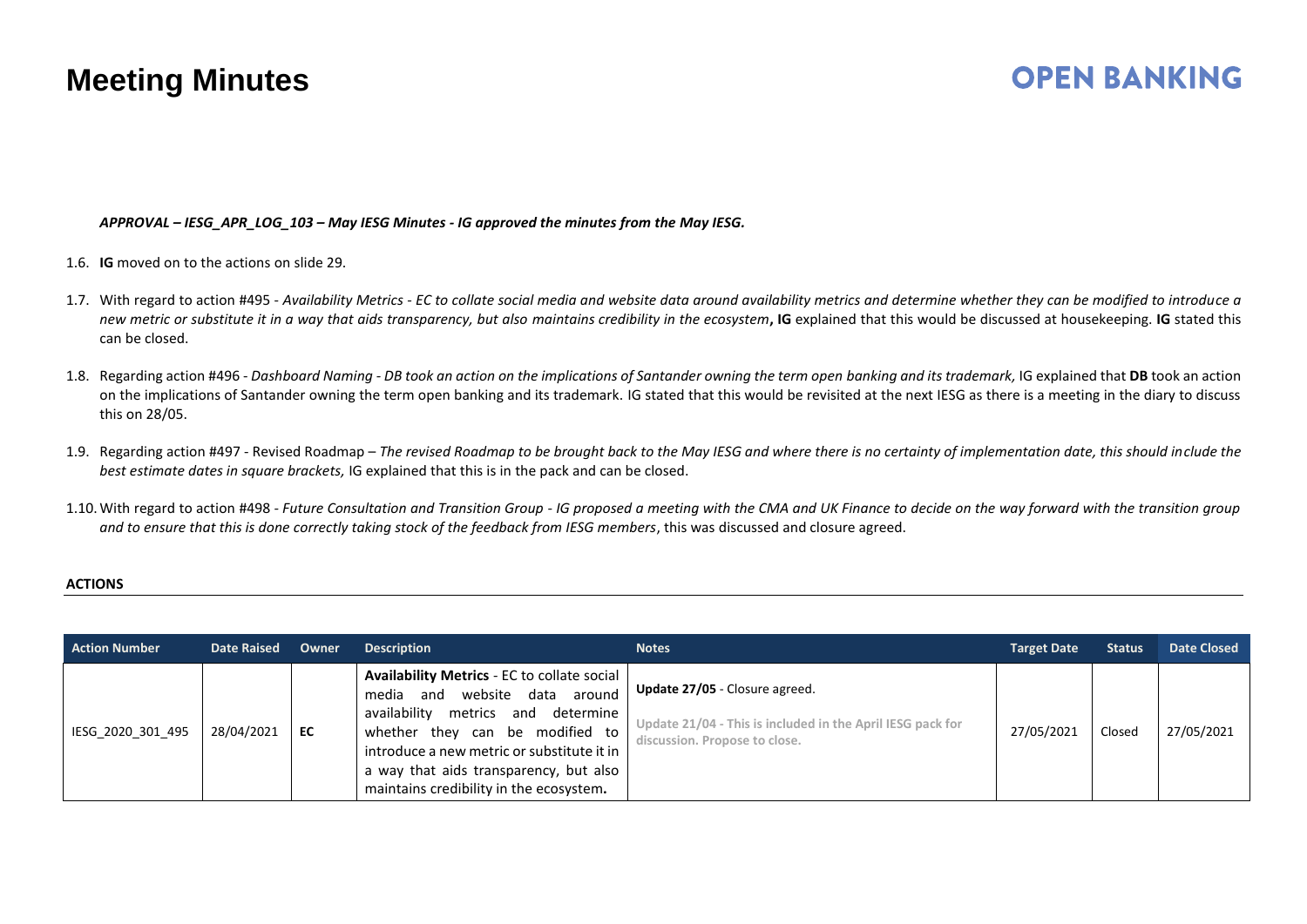# Meeting Minutes

***APPROVAL – IESG_APR_LOG_103 – May IESG Minutes - IG approved the minutes from the May IESG.***

1.6. **IG** moved on to the actions on slide 29.

1.7. With regard to action #495 - *Availability Metrics - EC to collate social media and website data around availability metrics and determine whether they can be modified to introduce a new metric or substitute it in a way that aids transparency, but also maintains credibility in the ecosystem***, IG** explained that this would be discussed at housekeeping. **IG** stated this can be closed.

1.8. Regarding action #496 - *Dashboard Naming - DB took an action on the implications of Santander owning the term open banking and its trademark,* IG explained that **DB** took an action on the implications of Santander owning the term open banking and its trademark. IG stated that this would be revisited at the next IESG as there is a meeting in the diary to discuss this on 28/05.

1.9. Regarding action #497 - Revised Roadmap – *The revised Roadmap to be brought back to the May IESG and where there is no certainty of implementation date, this should include the best estimate dates in square brackets,* IG explained that this is in the pack and can be closed.

1.10. With regard to action #498 - *Future Consultation and Transition Group - IG proposed a meeting with the CMA and UK Finance to decide on the way forward with the transition group and to ensure that this is done correctly taking stock of the feedback from IESG members*, this was discussed and closure agreed.

**ACTIONS**

| Action Number | Date Raised | Owner | Description | Notes | Target Date | Status | Date Closed |
|---|---|---|---|---|---|---|---|
| IESG_2020_301_495 | 28/04/2021 | **EC** | **Availability Metrics** - EC to collate social media and website data around availability metrics and determine whether they can be modified to introduce a new metric or substitute it in a way that aids transparency, but also maintains credibility in the ecosystem**.** | **Update 27/05** - Closure agreed.<br><br>**Update 21/04 - This is included in the April IESG pack for discussion. Propose to close.** | 27/05/2021 | Closed | 27/05/2021 |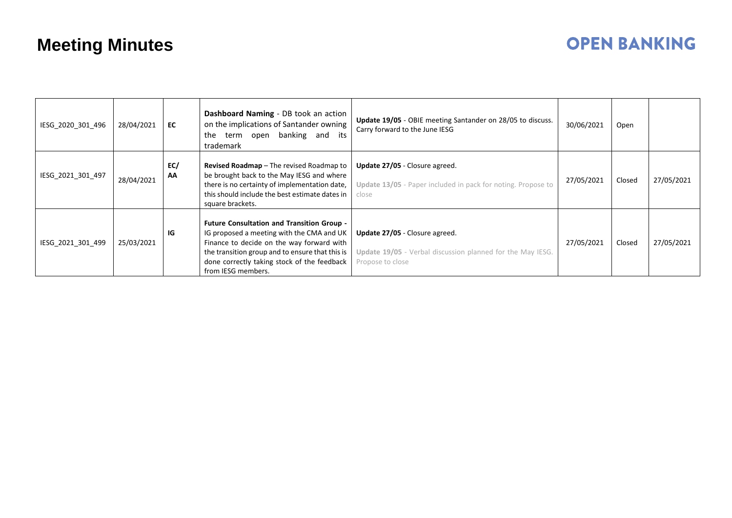# Meeting Minutes

| IESG_2020_301_496 | 28/04/2021 | **EC** | **Dashboard Naming** - DB took an action on the implications of Santander owning the term open banking and its trademark | **Update 19/05** - OBIE meeting Santander on 28/05 to discuss. Carry forward to the June IESG | 30/06/2021 | Open | |
|---|---|---|---|---|---|---|---|
| IESG_2021_301_497 | 28/04/2021 | **EC/ AA** | **Revised Roadmap** – The revised Roadmap to be brought back to the May IESG and where there is no certainty of implementation date, this should include the best estimate dates in square brackets. | **Update 27/05** - Closure agreed.<br><br>**Update 13/05** - Paper included in pack for noting. Propose to close | 27/05/2021 | Closed | 27/05/2021 |
| IESG_2021_301_499 | 25/03/2021 | **IG** | **Future Consultation and Transition Group -** IG proposed a meeting with the CMA and UK Finance to decide on the way forward with the transition group and to ensure that this is done correctly taking stock of the feedback from IESG members. | **Update 27/05** - Closure agreed.<br><br>**Update 19/05** - Verbal discussion planned for the May IESG. Propose to close | 27/05/2021 | Closed | 27/05/2021 |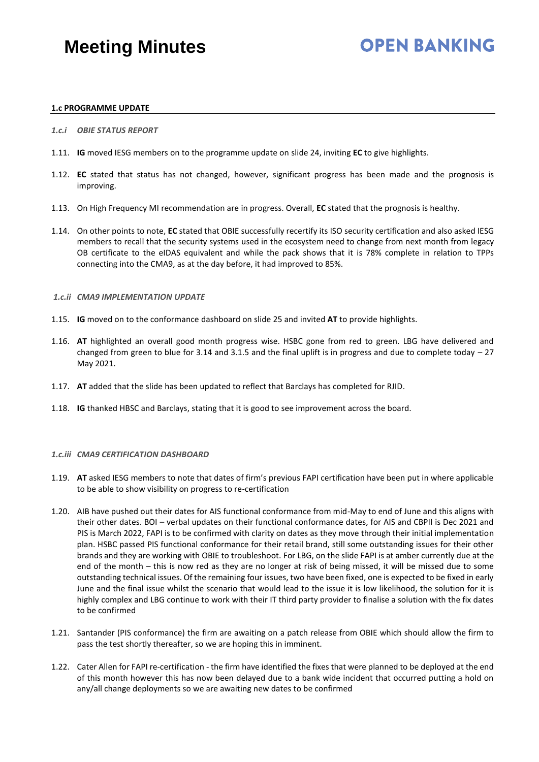### 1.c PROGRAMME UPDATE

*1.c.i OBIE STATUS REPORT*

1.11. **IG** moved IESG members on to the programme update on slide 24, inviting **EC** to give highlights.

1.12. **EC** stated that status has not changed, however, significant progress has been made and the prognosis is improving.

1.13. On High Frequency MI recommendation are in progress. Overall, **EC** stated that the prognosis is healthy.

1.14. On other points to note, **EC** stated that OBIE successfully recertify its ISO security certification and also asked IESG members to recall that the security systems used in the ecosystem need to change from next month from legacy OB certificate to the eIDAS equivalent and while the pack shows that it is 78% complete in relation to TPPs connecting into the CMA9, as at the day before, it had improved to 85%.

*1.c.ii CMA9 IMPLEMENTATION UPDATE*

1.15. **IG** moved on to the conformance dashboard on slide 25 and invited **AT** to provide highlights.

1.16. **AT** highlighted an overall good month progress wise. HSBC gone from red to green. LBG have delivered and changed from green to blue for 3.14 and 3.1.5 and the final uplift is in progress and due to complete today – 27 May 2021.

1.17. **AT** added that the slide has been updated to reflect that Barclays has completed for RJID.

1.18. **IG** thanked HBSC and Barclays, stating that it is good to see improvement across the board.

*1.c.iii CMA9 CERTIFICATION DASHBOARD*

1.19. **AT** asked IESG members to note that dates of firm's previous FAPI certification have been put in where applicable to be able to show visibility on progress to re-certification

1.20. AIB have pushed out their dates for AIS functional conformance from mid-May to end of June and this aligns with their other dates. BOI – verbal updates on their functional conformance dates, for AIS and CBPII is Dec 2021 and PIS is March 2022, FAPI is to be confirmed with clarity on dates as they move through their initial implementation plan. HSBC passed PIS functional conformance for their retail brand, still some outstanding issues for their other brands and they are working with OBIE to troubleshoot. For LBG, on the slide FAPI is at amber currently due at the end of the month – this is now red as they are no longer at risk of being missed, it will be missed due to some outstanding technical issues. Of the remaining four issues, two have been fixed, one is expected to be fixed in early June and the final issue whilst the scenario that would lead to the issue it is low likelihood, the solution for it is highly complex and LBG continue to work with their IT third party provider to finalise a solution with the fix dates to be confirmed

1.21. Santander (PIS conformance) the firm are awaiting on a patch release from OBIE which should allow the firm to pass the test shortly thereafter, so we are hoping this in imminent.

1.22. Cater Allen for FAPI re-certification - the firm have identified the fixes that were planned to be deployed at the end of this month however this has now been delayed due to a bank wide incident that occurred putting a hold on any/all change deployments so we are awaiting new dates to be confirmed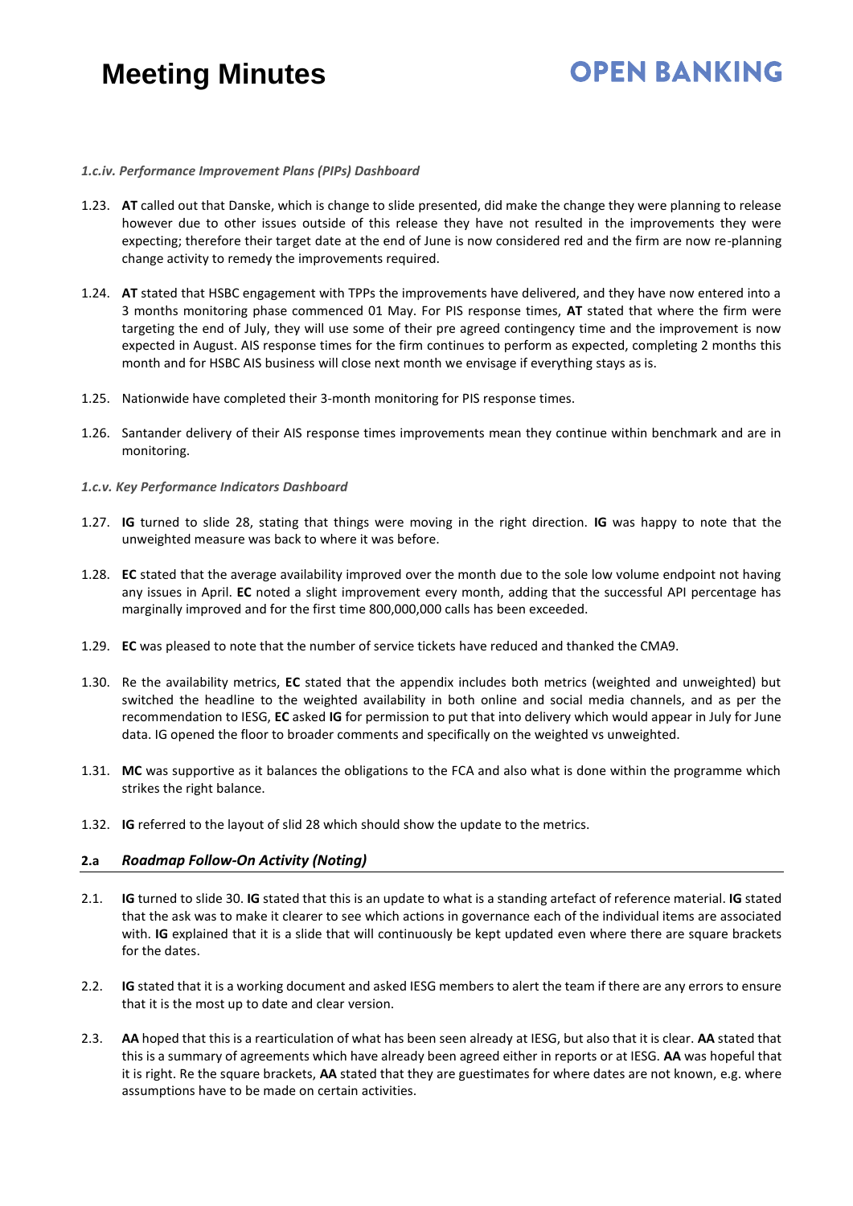*1.c.iv. Performance Improvement Plans (PIPs) Dashboard*

1.23. **AT** called out that Danske, which is change to slide presented, did make the change they were planning to release however due to other issues outside of this release they have not resulted in the improvements they were expecting; therefore their target date at the end of June is now considered red and the firm are now re-planning change activity to remedy the improvements required.

1.24. **AT** stated that HSBC engagement with TPPs the improvements have delivered, and they have now entered into a 3 months monitoring phase commenced 01 May. For PIS response times, **AT** stated that where the firm were targeting the end of July, they will use some of their pre agreed contingency time and the improvement is now expected in August. AIS response times for the firm continues to perform as expected, completing 2 months this month and for HSBC AIS business will close next month we envisage if everything stays as is.

1.25. Nationwide have completed their 3-month monitoring for PIS response times.

1.26. Santander delivery of their AIS response times improvements mean they continue within benchmark and are in monitoring.

*1.c.v. Key Performance Indicators Dashboard*

1.27. **IG** turned to slide 28, stating that things were moving in the right direction. **IG** was happy to note that the unweighted measure was back to where it was before.

1.28. **EC** stated that the average availability improved over the month due to the sole low volume endpoint not having any issues in April. **EC** noted a slight improvement every month, adding that the successful API percentage has marginally improved and for the first time 800,000,000 calls has been exceeded.

1.29. **EC** was pleased to note that the number of service tickets have reduced and thanked the CMA9.

1.30. Re the availability metrics, **EC** stated that the appendix includes both metrics (weighted and unweighted) but switched the headline to the weighted availability in both online and social media channels, and as per the recommendation to IESG, **EC** asked **IG** for permission to put that into delivery which would appear in July for June data. IG opened the floor to broader comments and specifically on the weighted vs unweighted.

1.31. **MC** was supportive as it balances the obligations to the FCA and also what is done within the programme which strikes the right balance.

1.32. **IG** referred to the layout of slid 28 which should show the update to the metrics.

## 2.a *Roadmap Follow-On Activity (Noting)*

2.1. **IG** turned to slide 30. **IG** stated that this is an update to what is a standing artefact of reference material. **IG** stated that the ask was to make it clearer to see which actions in governance each of the individual items are associated with. **IG** explained that it is a slide that will continuously be kept updated even where there are square brackets for the dates.

2.2. **IG** stated that it is a working document and asked IESG members to alert the team if there are any errors to ensure that it is the most up to date and clear version.

2.3. **AA** hoped that this is a rearticulation of what has been seen already at IESG, but also that it is clear. **AA** stated that this is a summary of agreements which have already been agreed either in reports or at IESG. **AA** was hopeful that it is right. Re the square brackets, **AA** stated that they are guestimates for where dates are not known, e.g. where assumptions have to be made on certain activities.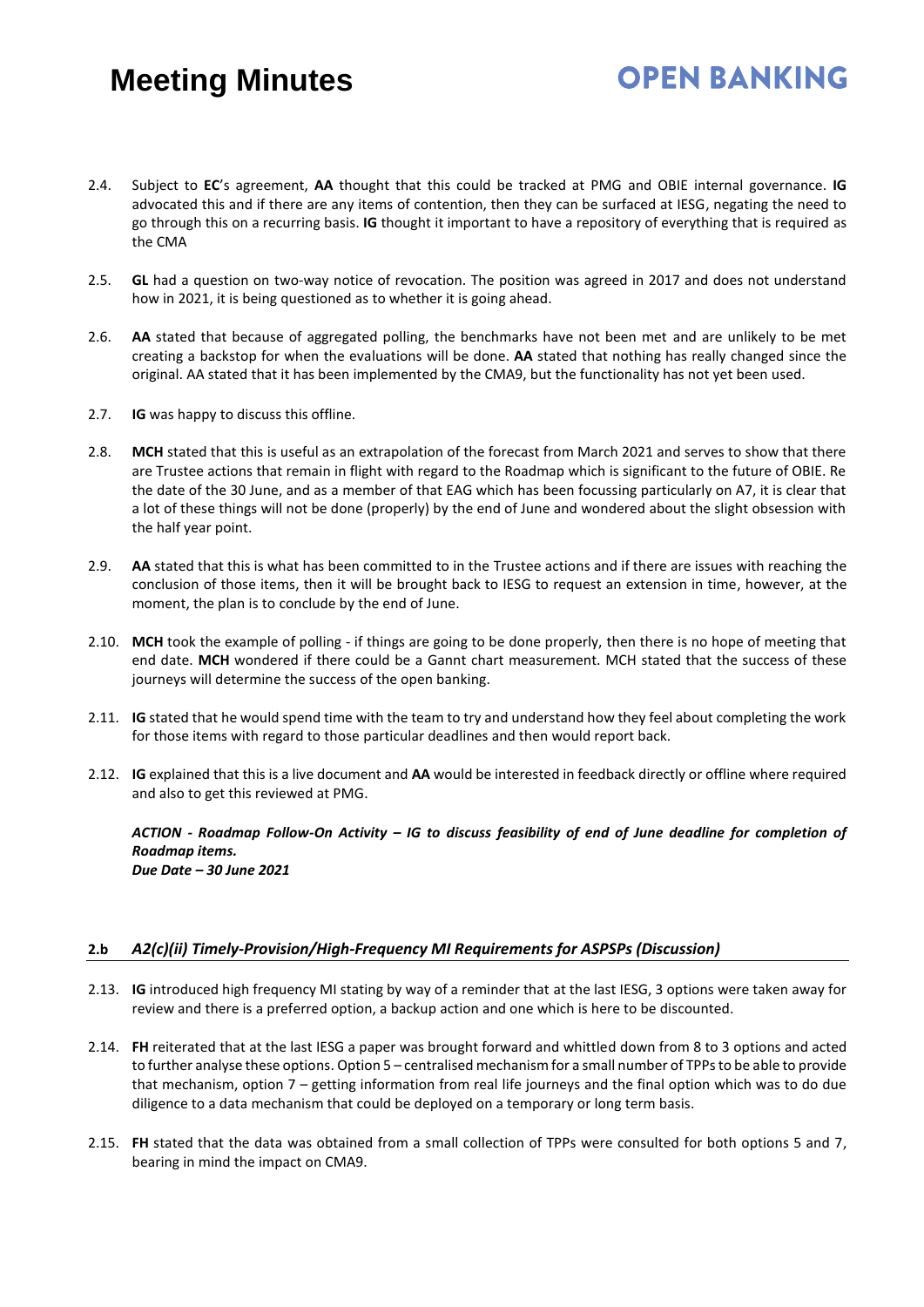2.4. Subject to **EC**'s agreement, **AA** thought that this could be tracked at PMG and OBIE internal governance. **IG** advocated this and if there are any items of contention, then they can be surfaced at IESG, negating the need to go through this on a recurring basis. **IG** thought it important to have a repository of everything that is required as the CMA

2.5. **GL** had a question on two-way notice of revocation. The position was agreed in 2017 and does not understand how in 2021, it is being questioned as to whether it is going ahead.

2.6. **AA** stated that because of aggregated polling, the benchmarks have not been met and are unlikely to be met creating a backstop for when the evaluations will be done. **AA** stated that nothing has really changed since the original. AA stated that it has been implemented by the CMA9, but the functionality has not yet been used.

2.7. **IG** was happy to discuss this offline.

2.8. **MCH** stated that this is useful as an extrapolation of the forecast from March 2021 and serves to show that there are Trustee actions that remain in flight with regard to the Roadmap which is significant to the future of OBIE. Re the date of the 30 June, and as a member of that EAG which has been focussing particularly on A7, it is clear that a lot of these things will not be done (properly) by the end of June and wondered about the slight obsession with the half year point.

2.9. **AA** stated that this is what has been committed to in the Trustee actions and if there are issues with reaching the conclusion of those items, then it will be brought back to IESG to request an extension in time, however, at the moment, the plan is to conclude by the end of June.

2.10. **MCH** took the example of polling - if things are going to be done properly, then there is no hope of meeting that end date. **MCH** wondered if there could be a Gannt chart measurement. MCH stated that the success of these journeys will determine the success of the open banking.

2.11. **IG** stated that he would spend time with the team to try and understand how they feel about completing the work for those items with regard to those particular deadlines and then would report back.

2.12. **IG** explained that this is a live document and **AA** would be interested in feedback directly or offline where required and also to get this reviewed at PMG.

***ACTION - Roadmap Follow-On Activity – IG to discuss feasibility of end of June deadline for completion of Roadmap items.***
***Due Date – 30 June 2021***

### 2.b *A2(c)(ii) Timely-Provision/High-Frequency MI Requirements for ASPSPs (Discussion)*

2.13. **IG** introduced high frequency MI stating by way of a reminder that at the last IESG, 3 options were taken away for review and there is a preferred option, a backup action and one which is here to be discounted.

2.14. **FH** reiterated that at the last IESG a paper was brought forward and whittled down from 8 to 3 options and acted to further analyse these options. Option 5 – centralised mechanism for a small number of TPPs to be able to provide that mechanism, option 7 – getting information from real life journeys and the final option which was to do due diligence to a data mechanism that could be deployed on a temporary or long term basis.

2.15. **FH** stated that the data was obtained from a small collection of TPPs were consulted for both options 5 and 7, bearing in mind the impact on CMA9.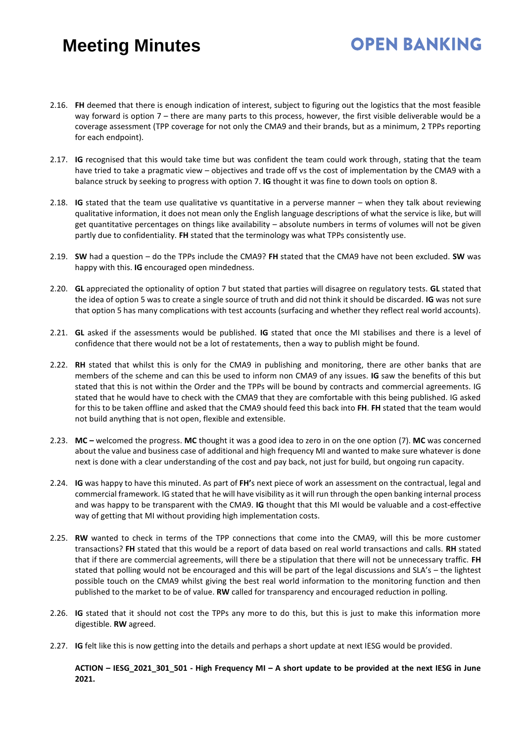2.16. **FH** deemed that there is enough indication of interest, subject to figuring out the logistics that the most feasible way forward is option 7 – there are many parts to this process, however, the first visible deliverable would be a coverage assessment (TPP coverage for not only the CMA9 and their brands, but as a minimum, 2 TPPs reporting for each endpoint).

2.17. **IG** recognised that this would take time but was confident the team could work through, stating that the team have tried to take a pragmatic view – objectives and trade off vs the cost of implementation by the CMA9 with a balance struck by seeking to progress with option 7. **IG** thought it was fine to down tools on option 8.

2.18. **IG** stated that the team use qualitative vs quantitative in a perverse manner – when they talk about reviewing qualitative information, it does not mean only the English language descriptions of what the service is like, but will get quantitative percentages on things like availability – absolute numbers in terms of volumes will not be given partly due to confidentiality. **FH** stated that the terminology was what TPPs consistently use.

2.19. **SW** had a question – do the TPPs include the CMA9? **FH** stated that the CMA9 have not been excluded. **SW** was happy with this. **IG** encouraged open mindedness.

2.20. **GL** appreciated the optionality of option 7 but stated that parties will disagree on regulatory tests. **GL** stated that the idea of option 5 was to create a single source of truth and did not think it should be discarded. **IG** was not sure that option 5 has many complications with test accounts (surfacing and whether they reflect real world accounts).

2.21. **GL** asked if the assessments would be published. **IG** stated that once the MI stabilises and there is a level of confidence that there would not be a lot of restatements, then a way to publish might be found.

2.22. **RH** stated that whilst this is only for the CMA9 in publishing and monitoring, there are other banks that are members of the scheme and can this be used to inform non CMA9 of any issues. **IG** saw the benefits of this but stated that this is not within the Order and the TPPs will be bound by contracts and commercial agreements. IG stated that he would have to check with the CMA9 that they are comfortable with this being published. IG asked for this to be taken offline and asked that the CMA9 should feed this back into **FH**. **FH** stated that the team would not build anything that is not open, flexible and extensible.

2.23. **MC –** welcomed the progress. **MC** thought it was a good idea to zero in on the one option (7). **MC** was concerned about the value and business case of additional and high frequency MI and wanted to make sure whatever is done next is done with a clear understanding of the cost and pay back, not just for build, but ongoing run capacity.

2.24. **IG** was happy to have this minuted. As part of **FH'**s next piece of work an assessment on the contractual, legal and commercial framework. IG stated that he will have visibility as it will run through the open banking internal process and was happy to be transparent with the CMA9. **IG** thought that this MI would be valuable and a cost-effective way of getting that MI without providing high implementation costs.

2.25. **RW** wanted to check in terms of the TPP connections that come into the CMA9, will this be more customer transactions? **FH** stated that this would be a report of data based on real world transactions and calls. **RH** stated that if there are commercial agreements, will there be a stipulation that there will not be unnecessary traffic. **FH** stated that polling would not be encouraged and this will be part of the legal discussions and SLA's – the lightest possible touch on the CMA9 whilst giving the best real world information to the monitoring function and then published to the market to be of value. **RW** called for transparency and encouraged reduction in polling.

2.26. **IG** stated that it should not cost the TPPs any more to do this, but this is just to make this information more digestible. **RW** agreed.

2.27. **IG** felt like this is now getting into the details and perhaps a short update at next IESG would be provided.

**ACTION – IESG_2021_301_501 - High Frequency MI – A short update to be provided at the next IESG in June 2021.**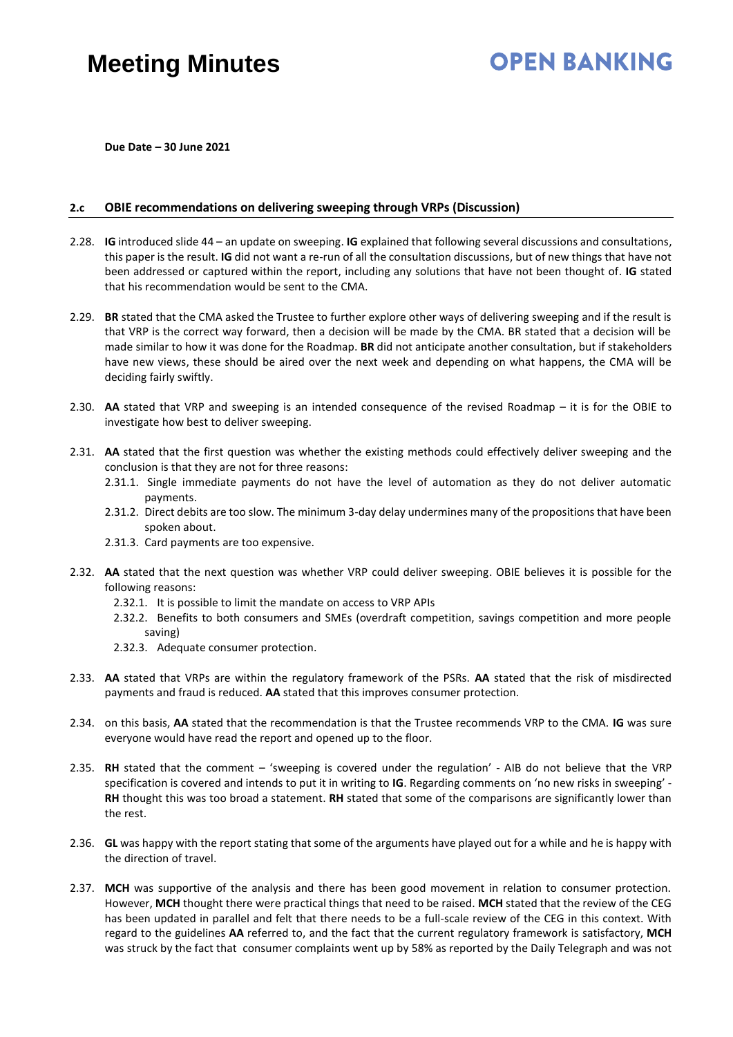**Due Date – 30 June 2021**

### 2.c OBIE recommendations on delivering sweeping through VRPs (Discussion)

2.28. **IG** introduced slide 44 – an update on sweeping. **IG** explained that following several discussions and consultations, this paper is the result. **IG** did not want a re-run of all the consultation discussions, but of new things that have not been addressed or captured within the report, including any solutions that have not been thought of. **IG** stated that his recommendation would be sent to the CMA.

2.29. **BR** stated that the CMA asked the Trustee to further explore other ways of delivering sweeping and if the result is that VRP is the correct way forward, then a decision will be made by the CMA. BR stated that a decision will be made similar to how it was done for the Roadmap. **BR** did not anticipate another consultation, but if stakeholders have new views, these should be aired over the next week and depending on what happens, the CMA will be deciding fairly swiftly.

2.30. **AA** stated that VRP and sweeping is an intended consequence of the revised Roadmap – it is for the OBIE to investigate how best to deliver sweeping.

2.31. **AA** stated that the first question was whether the existing methods could effectively deliver sweeping and the conclusion is that they are not for three reasons:

- 2.31.1. Single immediate payments do not have the level of automation as they do not deliver automatic payments.
- 2.31.2. Direct debits are too slow. The minimum 3-day delay undermines many of the propositions that have been spoken about.
- 2.31.3. Card payments are too expensive.

2.32. **AA** stated that the next question was whether VRP could deliver sweeping. OBIE believes it is possible for the following reasons:

- 2.32.1. It is possible to limit the mandate on access to VRP APIs
- 2.32.2. Benefits to both consumers and SMEs (overdraft competition, savings competition and more people saving)
- 2.32.3. Adequate consumer protection.

2.33. **AA** stated that VRPs are within the regulatory framework of the PSRs. **AA** stated that the risk of misdirected payments and fraud is reduced. **AA** stated that this improves consumer protection.

2.34. on this basis, **AA** stated that the recommendation is that the Trustee recommends VRP to the CMA. **IG** was sure everyone would have read the report and opened up to the floor.

2.35. **RH** stated that the comment – 'sweeping is covered under the regulation' - AIB do not believe that the VRP specification is covered and intends to put it in writing to **IG**. Regarding comments on 'no new risks in sweeping' - **RH** thought this was too broad a statement. **RH** stated that some of the comparisons are significantly lower than the rest.

2.36. **GL** was happy with the report stating that some of the arguments have played out for a while and he is happy with the direction of travel.

2.37. **MCH** was supportive of the analysis and there has been good movement in relation to consumer protection. However, **MCH** thought there were practical things that need to be raised. **MCH** stated that the review of the CEG has been updated in parallel and felt that there needs to be a full-scale review of the CEG in this context. With regard to the guidelines **AA** referred to, and the fact that the current regulatory framework is satisfactory, **MCH** was struck by the fact that consumer complaints went up by 58% as reported by the Daily Telegraph and was not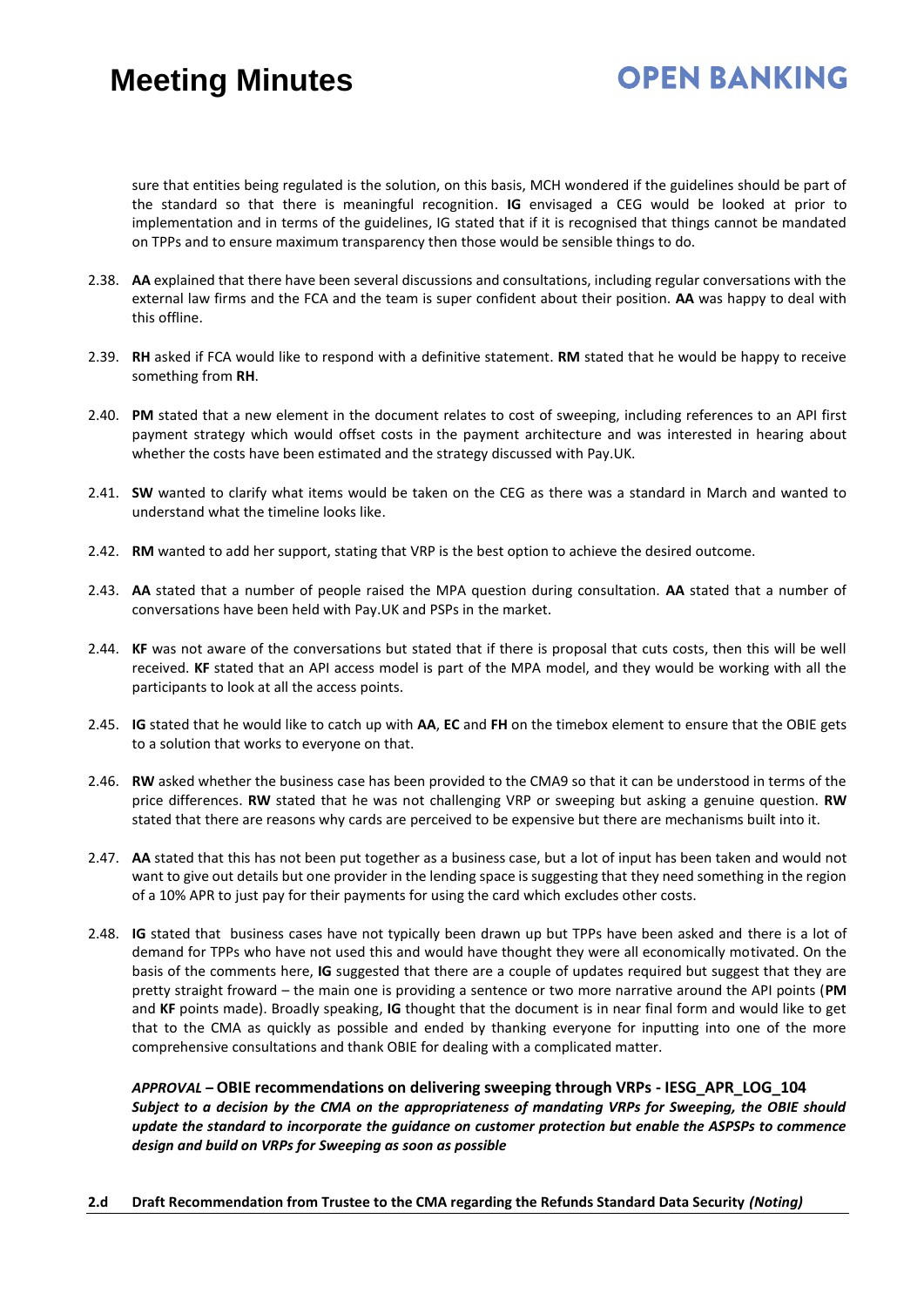sure that entities being regulated is the solution, on this basis, MCH wondered if the guidelines should be part of the standard so that there is meaningful recognition. **IG** envisaged a CEG would be looked at prior to implementation and in terms of the guidelines, IG stated that if it is recognised that things cannot be mandated on TPPs and to ensure maximum transparency then those would be sensible things to do.

2.38. **AA** explained that there have been several discussions and consultations, including regular conversations with the external law firms and the FCA and the team is super confident about their position. **AA** was happy to deal with this offline.

2.39. **RH** asked if FCA would like to respond with a definitive statement. **RM** stated that he would be happy to receive something from **RH**.

2.40. **PM** stated that a new element in the document relates to cost of sweeping, including references to an API first payment strategy which would offset costs in the payment architecture and was interested in hearing about whether the costs have been estimated and the strategy discussed with Pay.UK.

2.41. **SW** wanted to clarify what items would be taken on the CEG as there was a standard in March and wanted to understand what the timeline looks like.

2.42. **RM** wanted to add her support, stating that VRP is the best option to achieve the desired outcome.

2.43. **AA** stated that a number of people raised the MPA question during consultation. **AA** stated that a number of conversations have been held with Pay.UK and PSPs in the market.

2.44. **KF** was not aware of the conversations but stated that if there is proposal that cuts costs, then this will be well received. **KF** stated that an API access model is part of the MPA model, and they would be working with all the participants to look at all the access points.

2.45. **IG** stated that he would like to catch up with **AA**, **EC** and **FH** on the timebox element to ensure that the OBIE gets to a solution that works to everyone on that.

2.46. **RW** asked whether the business case has been provided to the CMA9 so that it can be understood in terms of the price differences. **RW** stated that he was not challenging VRP or sweeping but asking a genuine question. **RW** stated that there are reasons why cards are perceived to be expensive but there are mechanisms built into it.

2.47. **AA** stated that this has not been put together as a business case, but a lot of input has been taken and would not want to give out details but one provider in the lending space is suggesting that they need something in the region of a 10% APR to just pay for their payments for using the card which excludes other costs.

2.48. **IG** stated that business cases have not typically been drawn up but TPPs have been asked and there is a lot of demand for TPPs who have not used this and would have thought they were all economically motivated. On the basis of the comments here, **IG** suggested that there are a couple of updates required but suggest that they are pretty straight froward – the main one is providing a sentence or two more narrative around the API points (**PM** and **KF** points made). Broadly speaking, **IG** thought that the document is in near final form and would like to get that to the CMA as quickly as possible and ended by thanking everyone for inputting into one of the more comprehensive consultations and thank OBIE for dealing with a complicated matter.

***APPROVAL* – OBIE recommendations on delivering sweeping through VRPs - IESG_APR_LOG_104**
***Subject to a decision by the CMA on the appropriateness of mandating VRPs for Sweeping, the OBIE should update the standard to incorporate the guidance on customer protection but enable the ASPSPs to commence design and build on VRPs for Sweeping as soon as possible***

**2.d Draft Recommendation from Trustee to the CMA regarding the Refunds Standard Data Security *(Noting)***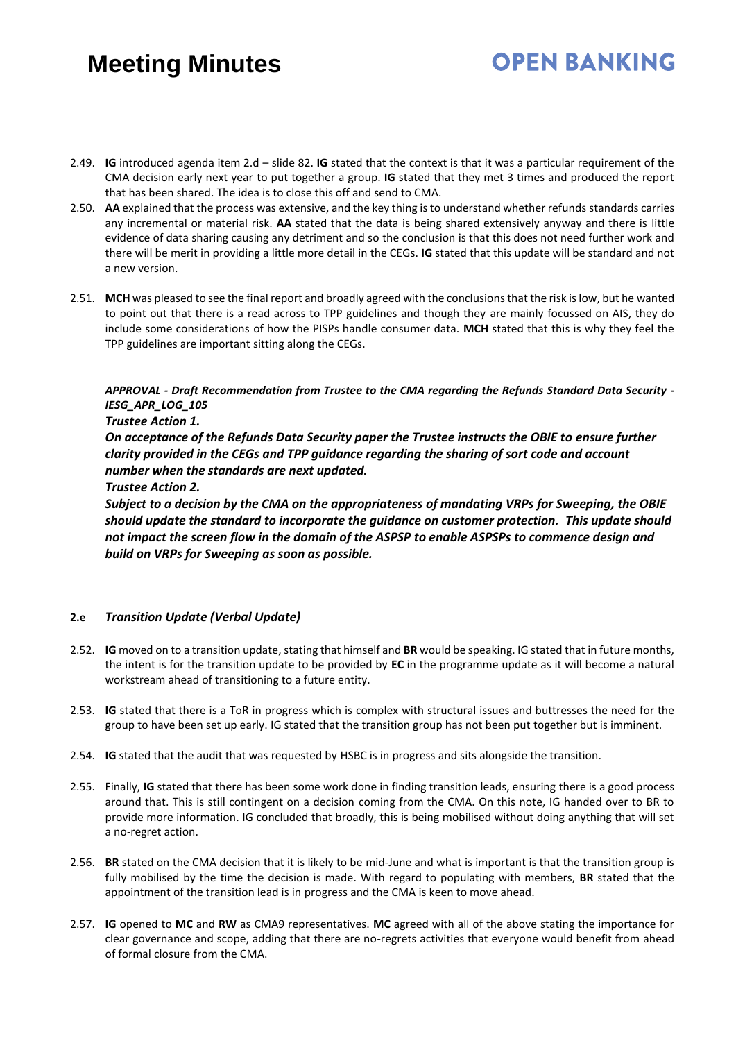2.49. **IG** introduced agenda item 2.d – slide 82. **IG** stated that the context is that it was a particular requirement of the CMA decision early next year to put together a group. **IG** stated that they met 3 times and produced the report that has been shared. The idea is to close this off and send to CMA.

2.50. **AA** explained that the process was extensive, and the key thing is to understand whether refunds standards carries any incremental or material risk. **AA** stated that the data is being shared extensively anyway and there is little evidence of data sharing causing any detriment and so the conclusion is that this does not need further work and there will be merit in providing a little more detail in the CEGs. **IG** stated that this update will be standard and not a new version.

2.51. **MCH** was pleased to see the final report and broadly agreed with the conclusions that the risk is low, but he wanted to point out that there is a read across to TPP guidelines and though they are mainly focussed on AIS, they do include some considerations of how the PISPs handle consumer data. **MCH** stated that this is why they feel the TPP guidelines are important sitting along the CEGs.

***APPROVAL - Draft Recommendation from Trustee to the CMA regarding the Refunds Standard Data Security - IESG_APR_LOG_105***

***Trustee Action 1.***

***On acceptance of the Refunds Data Security paper the Trustee instructs the OBIE to ensure further clarity provided in the CEGs and TPP guidance regarding the sharing of sort code and account number when the standards are next updated.***

***Trustee Action 2.***

***Subject to a decision by the CMA on the appropriateness of mandating VRPs for Sweeping, the OBIE should update the standard to incorporate the guidance on customer protection. This update should not impact the screen flow in the domain of the ASPSP to enable ASPSPs to commence design and build on VRPs for Sweeping as soon as possible.***

### 2.e *Transition Update (Verbal Update)*

2.52. **IG** moved on to a transition update, stating that himself and **BR** would be speaking. IG stated that in future months, the intent is for the transition update to be provided by **EC** in the programme update as it will become a natural workstream ahead of transitioning to a future entity.

2.53. **IG** stated that there is a ToR in progress which is complex with structural issues and buttresses the need for the group to have been set up early. IG stated that the transition group has not been put together but is imminent.

2.54. **IG** stated that the audit that was requested by HSBC is in progress and sits alongside the transition.

2.55. Finally, **IG** stated that there has been some work done in finding transition leads, ensuring there is a good process around that. This is still contingent on a decision coming from the CMA. On this note, IG handed over to BR to provide more information. IG concluded that broadly, this is being mobilised without doing anything that will set a no-regret action.

2.56. **BR** stated on the CMA decision that it is likely to be mid-June and what is important is that the transition group is fully mobilised by the time the decision is made. With regard to populating with members, **BR** stated that the appointment of the transition lead is in progress and the CMA is keen to move ahead.

2.57. **IG** opened to **MC** and **RW** as CMA9 representatives. **MC** agreed with all of the above stating the importance for clear governance and scope, adding that there are no-regrets activities that everyone would benefit from ahead of formal closure from the CMA.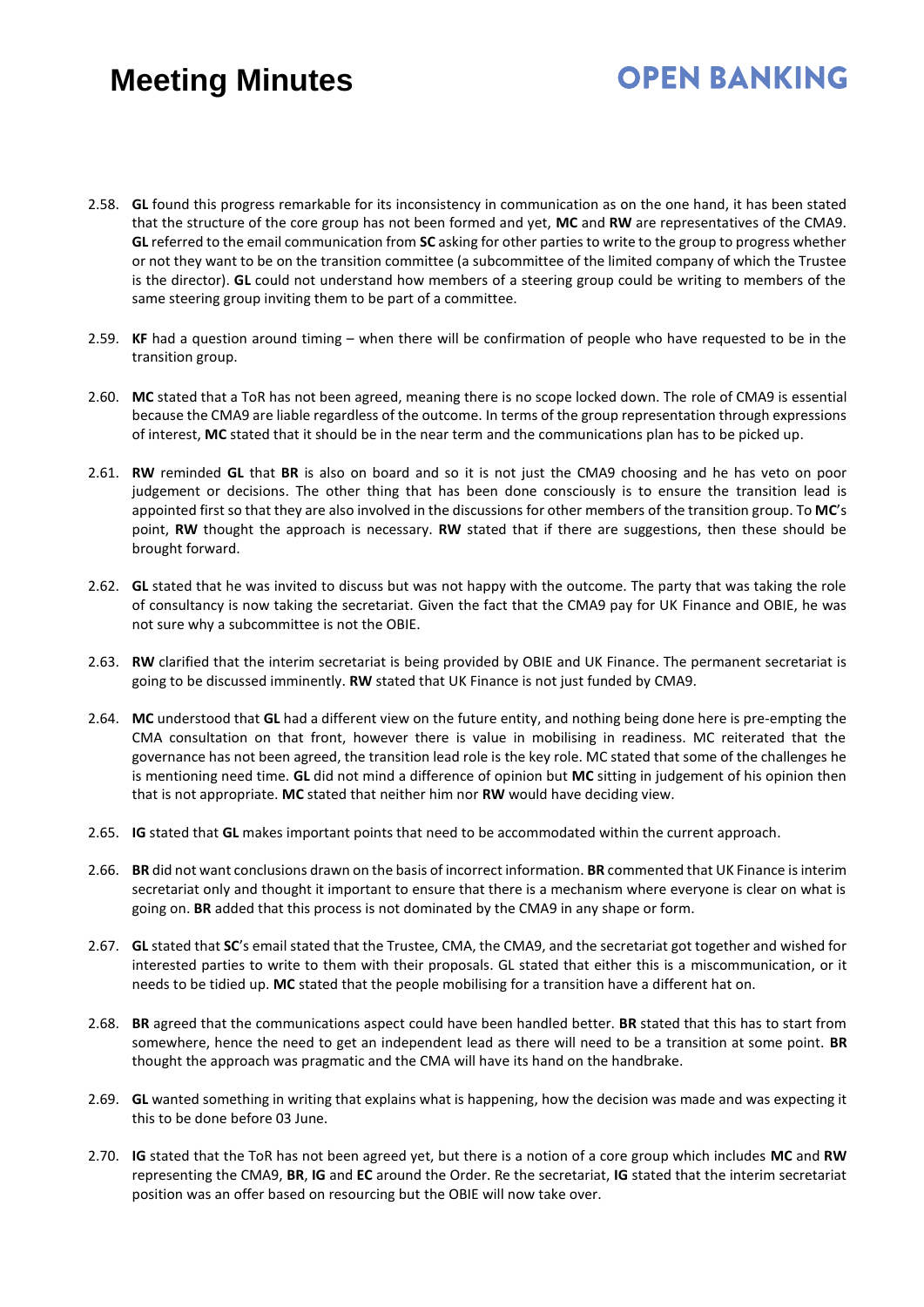2.58. **GL** found this progress remarkable for its inconsistency in communication as on the one hand, it has been stated that the structure of the core group has not been formed and yet, **MC** and **RW** are representatives of the CMA9. **GL** referred to the email communication from **SC** asking for other parties to write to the group to progress whether or not they want to be on the transition committee (a subcommittee of the limited company of which the Trustee is the director). **GL** could not understand how members of a steering group could be writing to members of the same steering group inviting them to be part of a committee.

2.59. **KF** had a question around timing – when there will be confirmation of people who have requested to be in the transition group.

2.60. **MC** stated that a ToR has not been agreed, meaning there is no scope locked down. The role of CMA9 is essential because the CMA9 are liable regardless of the outcome. In terms of the group representation through expressions of interest, **MC** stated that it should be in the near term and the communications plan has to be picked up.

2.61. **RW** reminded **GL** that **BR** is also on board and so it is not just the CMA9 choosing and he has veto on poor judgement or decisions. The other thing that has been done consciously is to ensure the transition lead is appointed first so that they are also involved in the discussions for other members of the transition group. To **MC**'s point, **RW** thought the approach is necessary. **RW** stated that if there are suggestions, then these should be brought forward.

2.62. **GL** stated that he was invited to discuss but was not happy with the outcome. The party that was taking the role of consultancy is now taking the secretariat. Given the fact that the CMA9 pay for UK Finance and OBIE, he was not sure why a subcommittee is not the OBIE.

2.63. **RW** clarified that the interim secretariat is being provided by OBIE and UK Finance. The permanent secretariat is going to be discussed imminently. **RW** stated that UK Finance is not just funded by CMA9.

2.64. **MC** understood that **GL** had a different view on the future entity, and nothing being done here is pre-empting the CMA consultation on that front, however there is value in mobilising in readiness. MC reiterated that the governance has not been agreed, the transition lead role is the key role. MC stated that some of the challenges he is mentioning need time. **GL** did not mind a difference of opinion but **MC** sitting in judgement of his opinion then that is not appropriate. **MC** stated that neither him nor **RW** would have deciding view.

2.65. **IG** stated that **GL** makes important points that need to be accommodated within the current approach.

2.66. **BR** did not want conclusions drawn on the basis of incorrect information. **BR** commented that UK Finance is interim secretariat only and thought it important to ensure that there is a mechanism where everyone is clear on what is going on. **BR** added that this process is not dominated by the CMA9 in any shape or form.

2.67. **GL** stated that **SC**'s email stated that the Trustee, CMA, the CMA9, and the secretariat got together and wished for interested parties to write to them with their proposals. GL stated that either this is a miscommunication, or it needs to be tidied up. **MC** stated that the people mobilising for a transition have a different hat on.

2.68. **BR** agreed that the communications aspect could have been handled better. **BR** stated that this has to start from somewhere, hence the need to get an independent lead as there will need to be a transition at some point. **BR** thought the approach was pragmatic and the CMA will have its hand on the handbrake.

2.69. **GL** wanted something in writing that explains what is happening, how the decision was made and was expecting it this to be done before 03 June.

2.70. **IG** stated that the ToR has not been agreed yet, but there is a notion of a core group which includes **MC** and **RW** representing the CMA9, **BR**, **IG** and **EC** around the Order. Re the secretariat, **IG** stated that the interim secretariat position was an offer based on resourcing but the OBIE will now take over.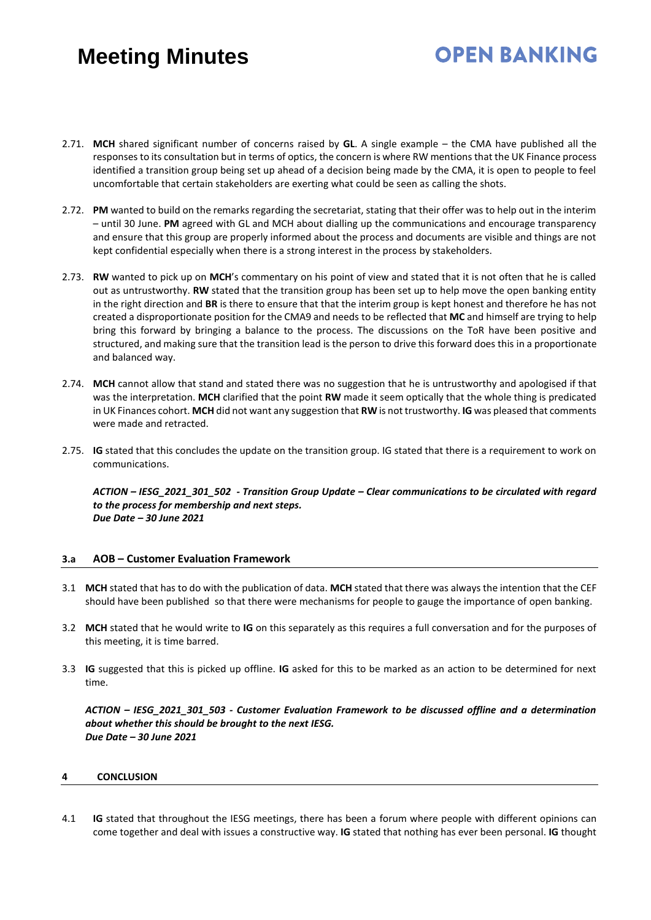2.71. **MCH** shared significant number of concerns raised by **GL**. A single example – the CMA have published all the responses to its consultation but in terms of optics, the concern is where RW mentions that the UK Finance process identified a transition group being set up ahead of a decision being made by the CMA, it is open to people to feel uncomfortable that certain stakeholders are exerting what could be seen as calling the shots.

2.72. **PM** wanted to build on the remarks regarding the secretariat, stating that their offer was to help out in the interim – until 30 June. **PM** agreed with GL and MCH about dialling up the communications and encourage transparency and ensure that this group are properly informed about the process and documents are visible and things are not kept confidential especially when there is a strong interest in the process by stakeholders.

2.73. **RW** wanted to pick up on **MCH**'s commentary on his point of view and stated that it is not often that he is called out as untrustworthy. **RW** stated that the transition group has been set up to help move the open banking entity in the right direction and **BR** is there to ensure that that the interim group is kept honest and therefore he has not created a disproportionate position for the CMA9 and needs to be reflected that **MC** and himself are trying to help bring this forward by bringing a balance to the process. The discussions on the ToR have been positive and structured, and making sure that the transition lead is the person to drive this forward does this in a proportionate and balanced way.

2.74. **MCH** cannot allow that stand and stated there was no suggestion that he is untrustworthy and apologised if that was the interpretation. **MCH** clarified that the point **RW** made it seem optically that the whole thing is predicated in UK Finances cohort. **MCH** did not want any suggestion that **RW** is not trustworthy. **IG** was pleased that comments were made and retracted.

2.75. **IG** stated that this concludes the update on the transition group. IG stated that there is a requirement to work on communications.

***ACTION – IESG_2021_301_502 - Transition Group Update – Clear communications to be circulated with regard to the process for membership and next steps.***
***Due Date – 30 June 2021***

### 3.a AOB – Customer Evaluation Framework

3.1 **MCH** stated that has to do with the publication of data. **MCH** stated that there was always the intention that the CEF should have been published so that there were mechanisms for people to gauge the importance of open banking.

3.2 **MCH** stated that he would write to **IG** on this separately as this requires a full conversation and for the purposes of this meeting, it is time barred.

3.3 **IG** suggested that this is picked up offline. **IG** asked for this to be marked as an action to be determined for next time.

***ACTION – IESG_2021_301_503 - Customer Evaluation Framework to be discussed offline and a determination about whether this should be brought to the next IESG.***
***Due Date – 30 June 2021***

### 4 CONCLUSION

4.1 **IG** stated that throughout the IESG meetings, there has been a forum where people with different opinions can come together and deal with issues a constructive way. **IG** stated that nothing has ever been personal. **IG** thought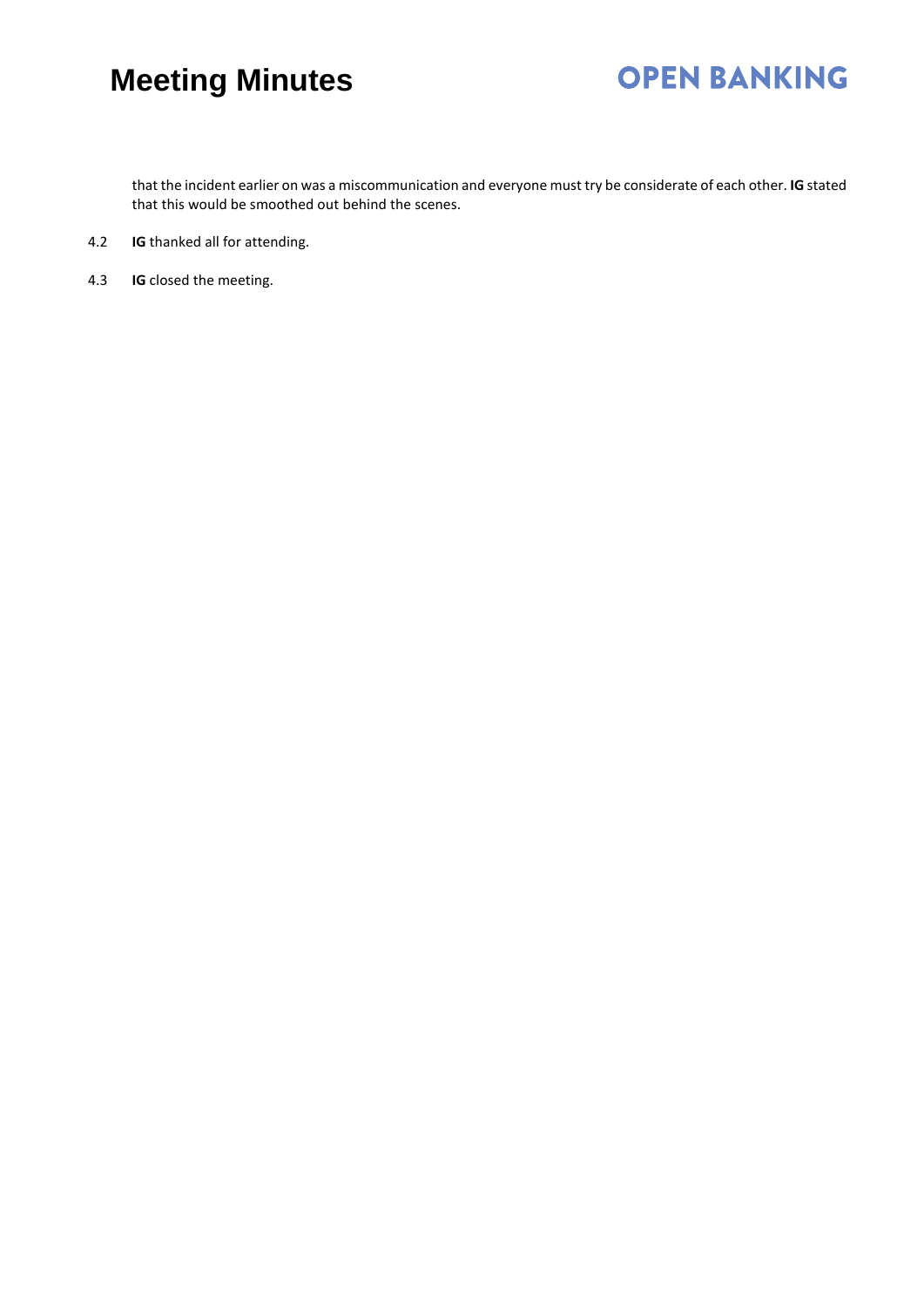that the incident earlier on was a miscommunication and everyone must try be considerate of each other. **IG** stated that this would be smoothed out behind the scenes.

4.2 **IG** thanked all for attending.

4.3 **IG** closed the meeting.